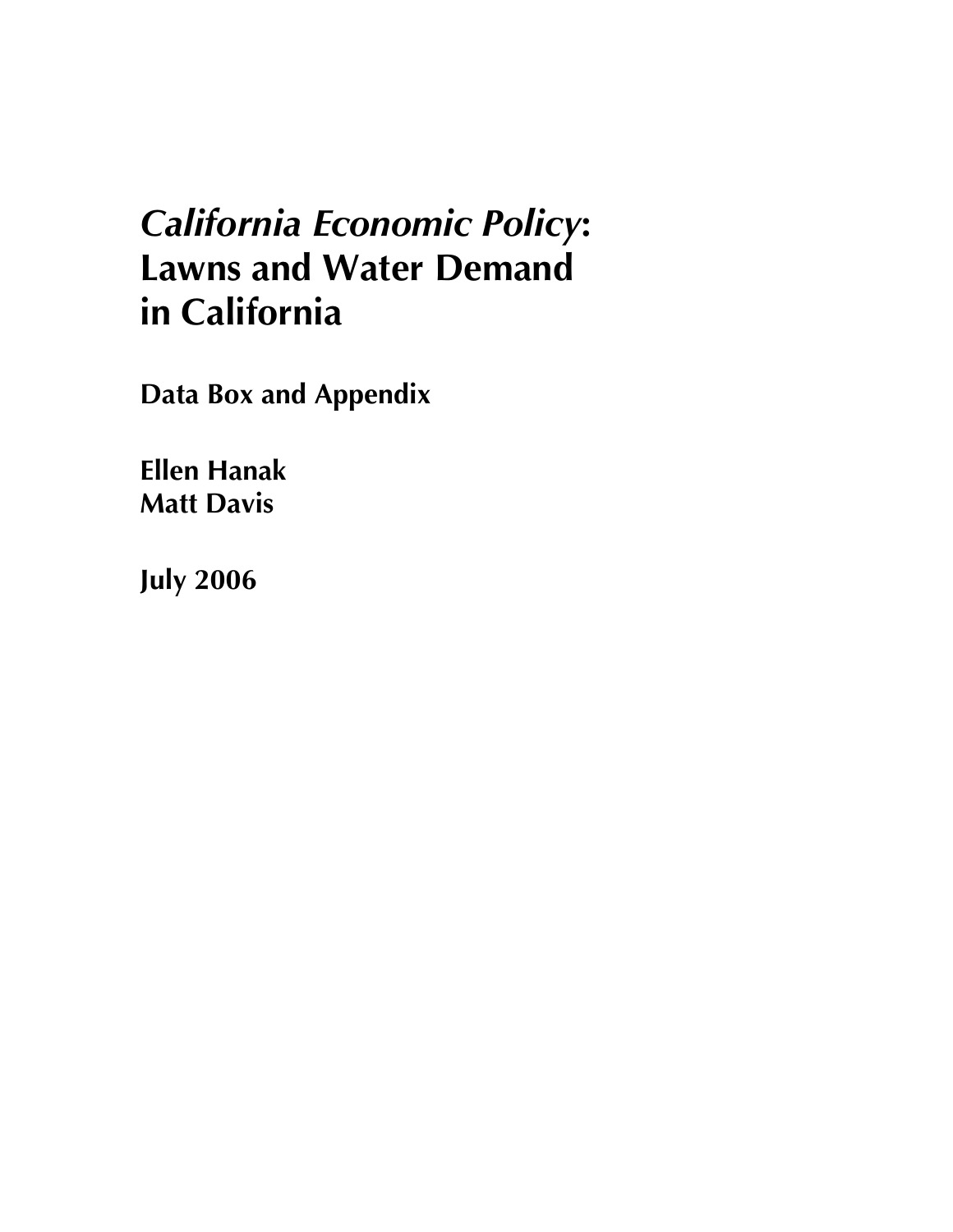# *California Economic Policy*: Lawns and Water Demand in California

**Data Box and Appendix**

**Ellen Hanak**
**Matt Davis**

**July 2006**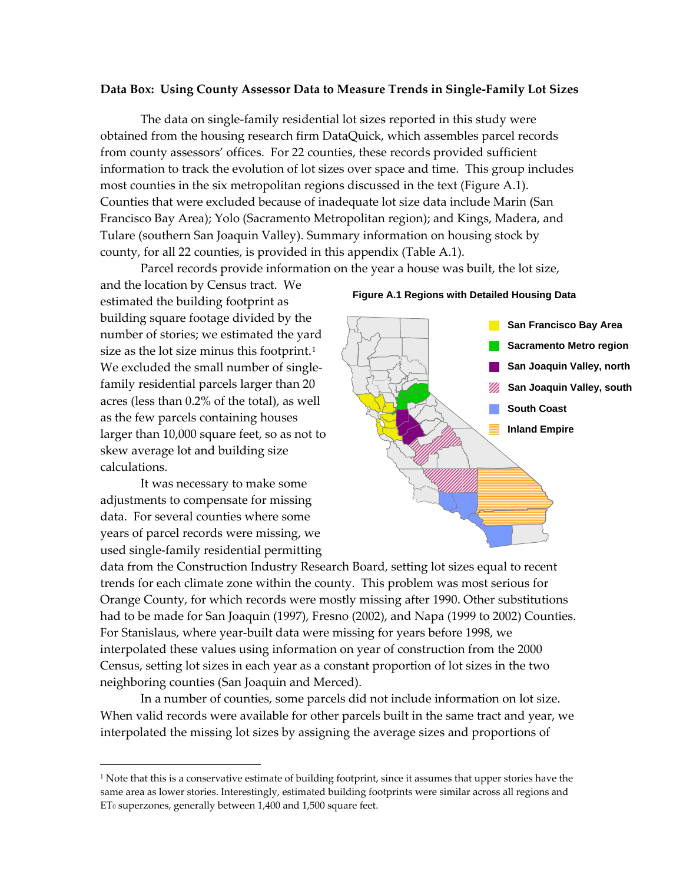**Data Box: Using County Assessor Data to Measure Trends in Single-Family Lot Sizes**

The data on single-family residential lot sizes reported in this study were obtained from the housing research firm DataQuick, which assembles parcel records from county assessors' offices. For 22 counties, these records provided sufficient information to track the evolution of lot sizes over space and time. This group includes most counties in the six metropolitan regions discussed in the text (Figure A.1). Counties that were excluded because of inadequate lot size data include Marin (San Francisco Bay Area); Yolo (Sacramento Metropolitan region); and Kings, Madera, and Tulare (southern San Joaquin Valley). Summary information on housing stock by county, for all 22 counties, is provided in this appendix (Table A.1).

Parcel records provide information on the year a house was built, the lot size, and the location by Census tract. We estimated the building footprint as building square footage divided by the number of stories; we estimated the yard size as the lot size minus this footprint.[1] We excluded the small number of single-family residential parcels larger than 20 acres (less than 0.2% of the total), as well as the few parcels containing houses larger than 10,000 square feet, so as not to skew average lot and building size calculations.

**Figure A.1 Regions with Detailed Housing Data**

San Francisco Bay Area
Sacramento Metro region
San Joaquin Valley, north
San Joaquin Valley, south
South Coast
Inland Empire

It was necessary to make some adjustments to compensate for missing data. For several counties where some years of parcel records were missing, we used single-family residential permitting data from the Construction Industry Research Board, setting lot sizes equal to recent trends for each climate zone within the county. This problem was most serious for Orange County, for which records were mostly missing after 1990. Other substitutions had to be made for San Joaquin (1997), Fresno (2002), and Napa (1999 to 2002) Counties. For Stanislaus, where year-built data were missing for years before 1998, we interpolated these values using information on year of construction from the 2000 Census, setting lot sizes in each year as a constant proportion of lot sizes in the two neighboring counties (San Joaquin and Merced).

In a number of counties, some parcels did not include information on lot size. When valid records were available for other parcels built in the same tract and year, we interpolated the missing lot sizes by assigning the average sizes and proportions of

[1] Note that this is a conservative estimate of building footprint, since it assumes that upper stories have the same area as lower stories. Interestingly, estimated building footprints were similar across all regions and $ET_0$ superzones, generally between 1,400 and 1,500 square feet.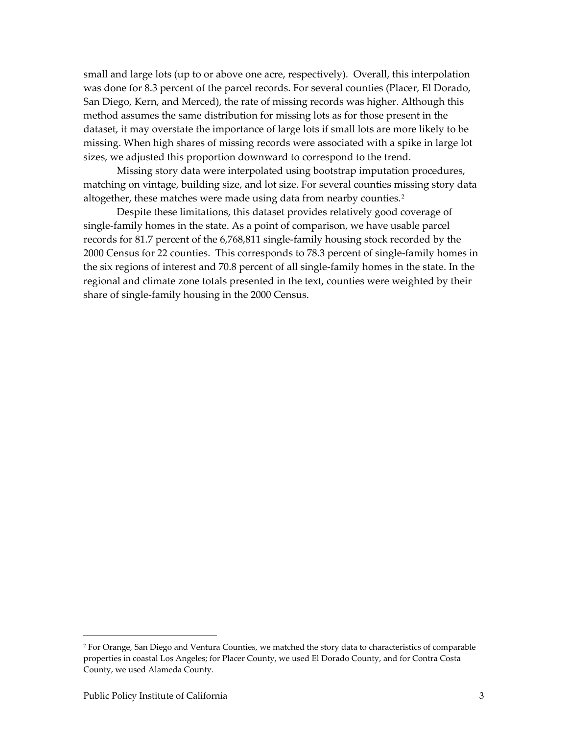small and large lots (up to or above one acre, respectively). Overall, this interpolation was done for 8.3 percent of the parcel records. For several counties (Placer, El Dorado, San Diego, Kern, and Merced), the rate of missing records was higher. Although this method assumes the same distribution for missing lots as for those present in the dataset, it may overstate the importance of large lots if small lots are more likely to be missing. When high shares of missing records were associated with a spike in large lot sizes, we adjusted this proportion downward to correspond to the trend.

Missing story data were interpolated using bootstrap imputation procedures, matching on vintage, building size, and lot size. For several counties missing story data altogether, these matches were made using data from nearby counties.[2]

Despite these limitations, this dataset provides relatively good coverage of single-family homes in the state. As a point of comparison, we have usable parcel records for 81.7 percent of the 6,768,811 single-family housing stock recorded by the 2000 Census for 22 counties. This corresponds to 78.3 percent of single-family homes in the six regions of interest and 70.8 percent of all single-family homes in the state. In the regional and climate zone totals presented in the text, counties were weighted by their share of single-family housing in the 2000 Census.

---

[2] For Orange, San Diego and Ventura Counties, we matched the story data to characteristics of comparable properties in coastal Los Angeles; for Placer County, we used El Dorado County, and for Contra Costa County, we used Alameda County.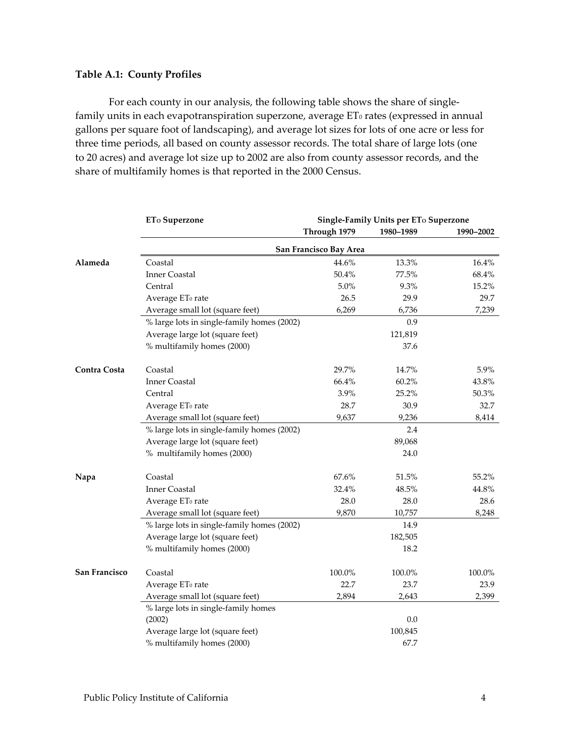**Table A.1: County Profiles**

For each county in our analysis, the following table shows the share of single-family units in each evapotranspiration superzone, average $ET_0$ rates (expressed in annual gallons per square foot of landscaping), and average lot sizes for lots of one acre or less for three time periods, all based on county assessor records. The total share of large lots (one to 20 acres) and average lot size up to 2002 are also from county assessor records, and the share of multifamily homes is that reported in the 2000 Census.

| | $ET_0$ Superzone | Single-Family Units per $ET_0$ Superzone | | |
|---|---|---|---|---|
| | | Through 1979 | 1980–1989 | 1990–2002 |
| | **San Francisco Bay Area** | | | |
| **Alameda** | Coastal | 44.6% | 13.3% | 16.4% |
| | Inner Coastal | 50.4% | 77.5% | 68.4% |
| | Central | 5.0% | 9.3% | 15.2% |
| | Average $ET_0$ rate | 26.5 | 29.9 | 29.7 |
| | Average small lot (square feet) | 6,269 | 6,736 | 7,239 |
| | % large lots in single-family homes (2002) | | 0.9 | |
| | Average large lot (square feet) | | 121,819 | |
| | % multifamily homes (2000) | | 37.6 | |
| **Contra Costa** | Coastal | 29.7% | 14.7% | 5.9% |
| | Inner Coastal | 66.4% | 60.2% | 43.8% |
| | Central | 3.9% | 25.2% | 50.3% |
| | Average $ET_0$ rate | 28.7 | 30.9 | 32.7 |
| | Average small lot (square feet) | 9,637 | 9,236 | 8,414 |
| | % large lots in single-family homes (2002) | | 2.4 | |
| | Average large lot (square feet) | | 89,068 | |
| | % multifamily homes (2000) | | 24.0 | |
| **Napa** | Coastal | 67.6% | 51.5% | 55.2% |
| | Inner Coastal | 32.4% | 48.5% | 44.8% |
| | Average $ET_0$ rate | 28.0 | 28.0 | 28.6 |
| | Average small lot (square feet) | 9,870 | 10,757 | 8,248 |
| | % large lots in single-family homes (2002) | | 14.9 | |
| | Average large lot (square feet) | | 182,505 | |
| | % multifamily homes (2000) | | 18.2 | |
| **San Francisco** | Coastal | 100.0% | 100.0% | 100.0% |
| | Average $ET_0$ rate | 22.7 | 23.7 | 23.9 |
| | Average small lot (square feet) | 2,894 | 2,643 | 2,399 |
| | % large lots in single-family homes (2002) | | 0.0 | |
| | Average large lot (square feet) | | 100,845 | |
| | % multifamily homes (2000) | | 67.7 | |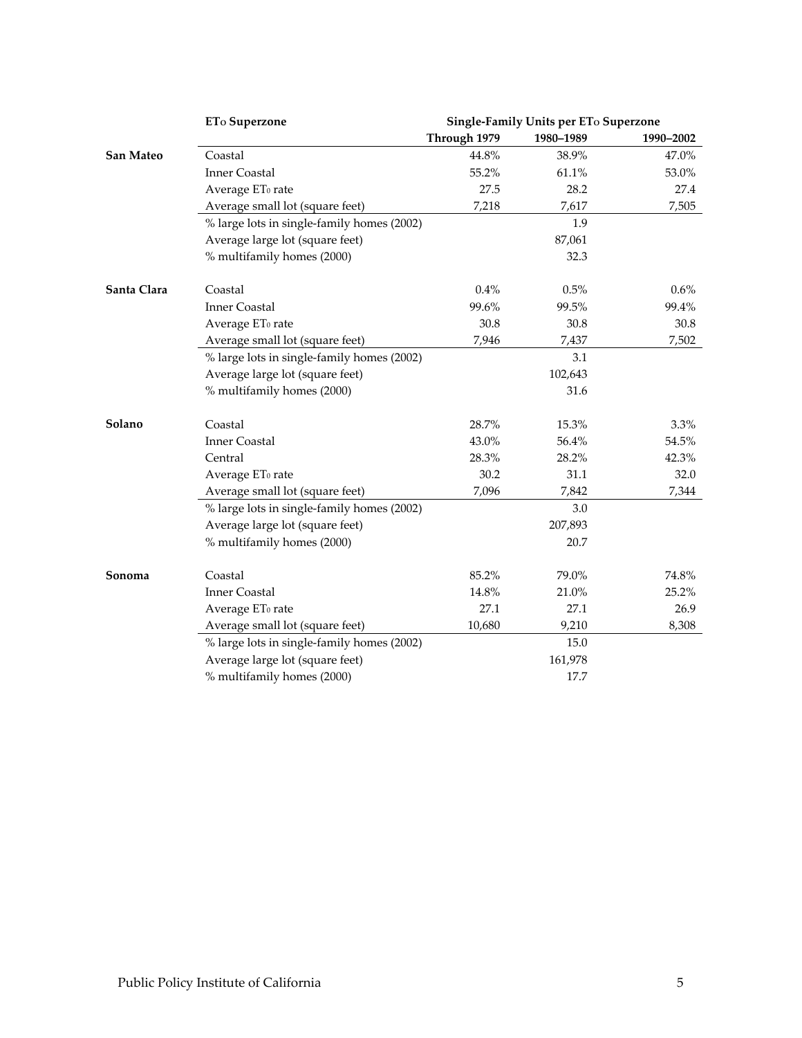| | ET$_0$ Superzone | Single-Family Units per ET$_0$ Superzone | | |
|---|---|---|---|---|
| | | Through 1979 | 1980–1989 | 1990–2002 |
| **San Mateo** | Coastal | 44.8% | 38.9% | 47.0% |
| | Inner Coastal | 55.2% | 61.1% | 53.0% |
| | Average ET$_0$ rate | 27.5 | 28.2 | 27.4 |
| | Average small lot (square feet) | 7,218 | 7,617 | 7,505 |
| | % large lots in single-family homes (2002) | | 1.9 | |
| | Average large lot (square feet) | | 87,061 | |
| | % multifamily homes (2000) | | 32.3 | |
| **Santa Clara** | Coastal | 0.4% | 0.5% | 0.6% |
| | Inner Coastal | 99.6% | 99.5% | 99.4% |
| | Average ET$_0$ rate | 30.8 | 30.8 | 30.8 |
| | Average small lot (square feet) | 7,946 | 7,437 | 7,502 |
| | % large lots in single-family homes (2002) | | 3.1 | |
| | Average large lot (square feet) | | 102,643 | |
| | % multifamily homes (2000) | | 31.6 | |
| **Solano** | Coastal | 28.7% | 15.3% | 3.3% |
| | Inner Coastal | 43.0% | 56.4% | 54.5% |
| | Central | 28.3% | 28.2% | 42.3% |
| | Average ET$_0$ rate | 30.2 | 31.1 | 32.0 |
| | Average small lot (square feet) | 7,096 | 7,842 | 7,344 |
| | % large lots in single-family homes (2002) | | 3.0 | |
| | Average large lot (square feet) | | 207,893 | |
| | % multifamily homes (2000) | | 20.7 | |
| **Sonoma** | Coastal | 85.2% | 79.0% | 74.8% |
| | Inner Coastal | 14.8% | 21.0% | 25.2% |
| | Average ET$_0$ rate | 27.1 | 27.1 | 26.9 |
| | Average small lot (square feet) | 10,680 | 9,210 | 8,308 |
| | % large lots in single-family homes (2002) | | 15.0 | |
| | Average large lot (square feet) | | 161,978 | |
| | % multifamily homes (2000) | | 17.7 | |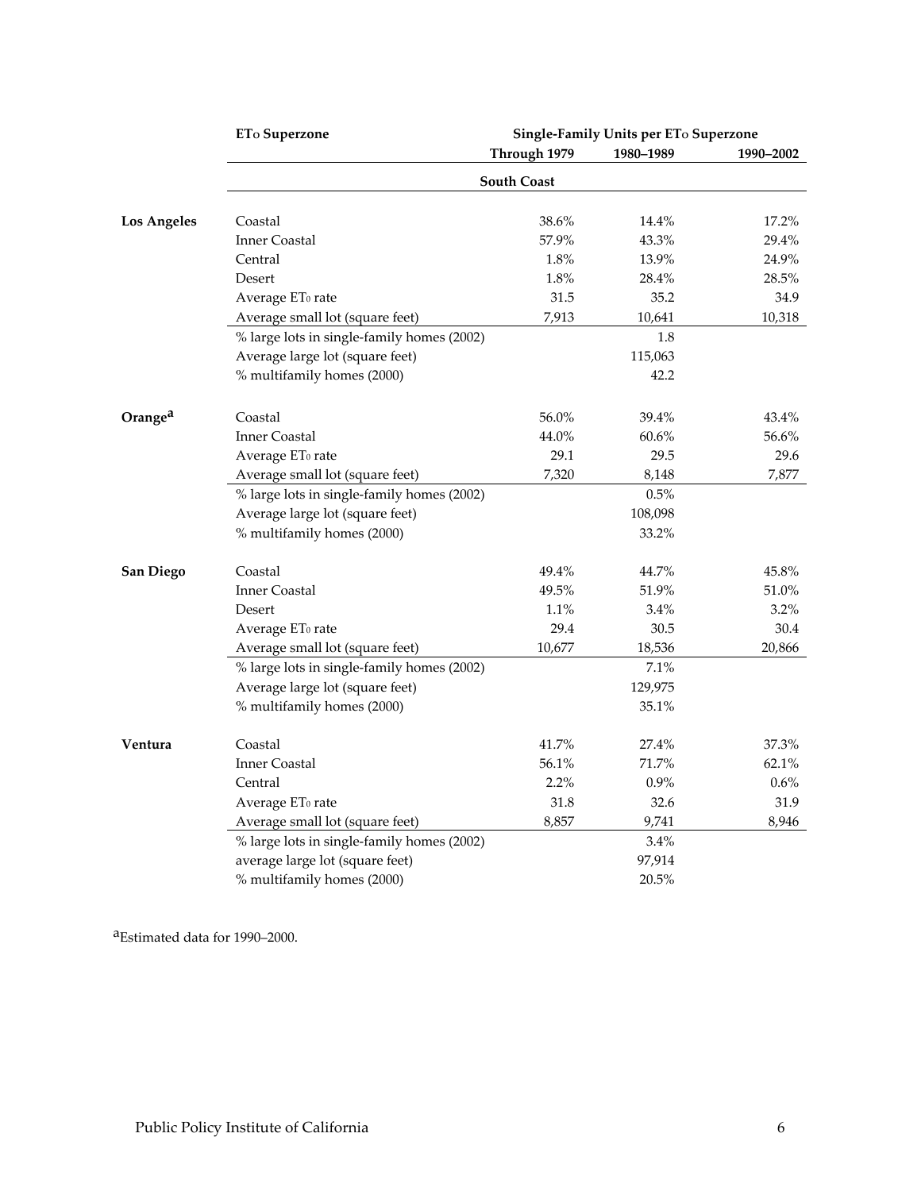| | ETo Superzone | Single-Family Units per ETo Superzone | | |
|---|---|---|---|---|
| | | Through 1979 | 1980–1989 | 1990–2002 |
| | | **South Coast** | | |
| **Los Angeles** | Coastal | 38.6% | 14.4% | 17.2% |
| | Inner Coastal | 57.9% | 43.3% | 29.4% |
| | Central | 1.8% | 13.9% | 24.9% |
| | Desert | 1.8% | 28.4% | 28.5% |
| | Average $ET_0$ rate | 31.5 | 35.2 | 34.9 |
| | Average small lot (square feet) | 7,913 | 10,641 | 10,318 |
| | % large lots in single-family homes (2002) | | 1.8 | |
| | Average large lot (square feet) | | 115,063 | |
| | % multifamily homes (2000) | | 42.2 | |
| **Orange**[a] | Coastal | 56.0% | 39.4% | 43.4% |
| | Inner Coastal | 44.0% | 60.6% | 56.6% |
| | Average $ET_0$ rate | 29.1 | 29.5 | 29.6 |
| | Average small lot (square feet) | 7,320 | 8,148 | 7,877 |
| | % large lots in single-family homes (2002) | | 0.5% | |
| | Average large lot (square feet) | | 108,098 | |
| | % multifamily homes (2000) | | 33.2% | |
| **San Diego** | Coastal | 49.4% | 44.7% | 45.8% |
| | Inner Coastal | 49.5% | 51.9% | 51.0% |
| | Desert | 1.1% | 3.4% | 3.2% |
| | Average $ET_0$ rate | 29.4 | 30.5 | 30.4 |
| | Average small lot (square feet) | 10,677 | 18,536 | 20,866 |
| | % large lots in single-family homes (2002) | | 7.1% | |
| | Average large lot (square feet) | | 129,975 | |
| | % multifamily homes (2000) | | 35.1% | |
| **Ventura** | Coastal | 41.7% | 27.4% | 37.3% |
| | Inner Coastal | 56.1% | 71.7% | 62.1% |
| | Central | 2.2% | 0.9% | 0.6% |
| | Average $ET_0$ rate | 31.8 | 32.6 | 31.9 |
| | Average small lot (square feet) | 8,857 | 9,741 | 8,946 |
| | % large lots in single-family homes (2002) | | 3.4% | |
| | average large lot (square feet) | | 97,914 | |
| | % multifamily homes (2000) | | 20.5% | |

[a]Estimated data for 1990–2000.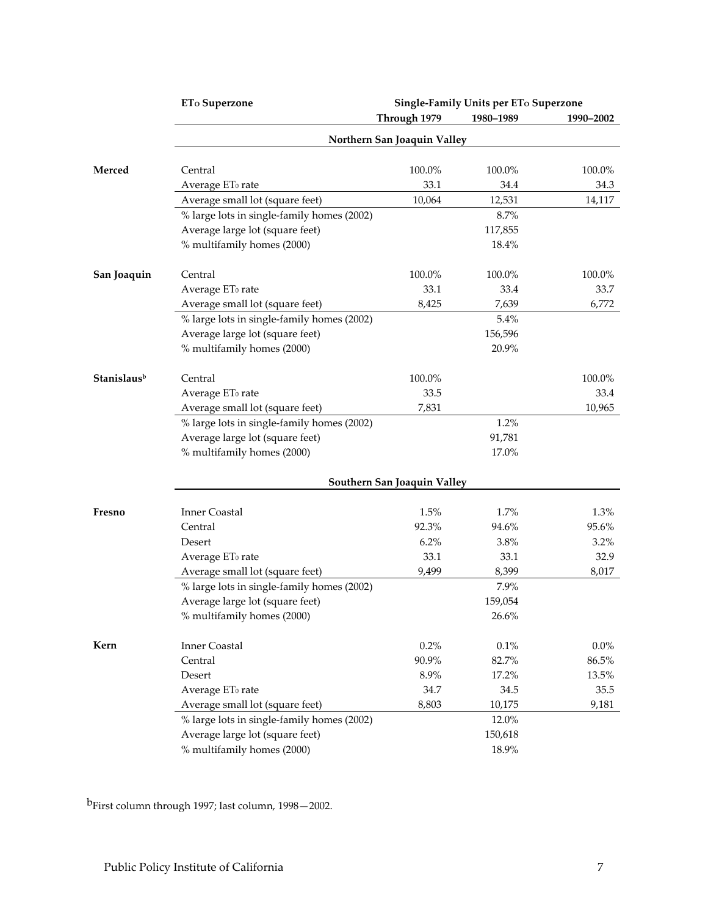| | ET$_0$ Superzone | Single-Family Units per ET$_0$ Superzone | | |
|---|---|---|---|---|
| | | Through 1979 | 1980–1989 | 1990–2002 |
| | | **Northern San Joaquin Valley** | | |
| **Merced** | Central | 100.0% | 100.0% | 100.0% |
| | Average ET$_0$ rate | 33.1 | 34.4 | 34.3 |
| | Average small lot (square feet) | 10,064 | 12,531 | 14,117 |
| | % large lots in single-family homes (2002) | | 8.7% | |
| | Average large lot (square feet) | | 117,855 | |
| | % multifamily homes (2000) | | 18.4% | |
| **San Joaquin** | Central | 100.0% | 100.0% | 100.0% |
| | Average ET$_0$ rate | 33.1 | 33.4 | 33.7 |
| | Average small lot (square feet) | 8,425 | 7,639 | 6,772 |
| | % large lots in single-family homes (2002) | | 5.4% | |
| | Average large lot (square feet) | | 156,596 | |
| | % multifamily homes (2000) | | 20.9% | |
| **Stanislaus**[b] | Central | 100.0% | | 100.0% |
| | Average ET$_0$ rate | 33.5 | | 33.4 |
| | Average small lot (square feet) | 7,831 | | 10,965 |
| | % large lots in single-family homes (2002) | | 1.2% | |
| | Average large lot (square feet) | | 91,781 | |
| | % multifamily homes (2000) | | 17.0% | |
| | | **Southern San Joaquin Valley** | | |
| **Fresno** | Inner Coastal | 1.5% | 1.7% | 1.3% |
| | Central | 92.3% | 94.6% | 95.6% |
| | Desert | 6.2% | 3.8% | 3.2% |
| | Average ET$_0$ rate | 33.1 | 33.1 | 32.9 |
| | Average small lot (square feet) | 9,499 | 8,399 | 8,017 |
| | % large lots in single-family homes (2002) | | 7.9% | |
| | Average large lot (square feet) | | 159,054 | |
| | % multifamily homes (2000) | | 26.6% | |
| **Kern** | Inner Coastal | 0.2% | 0.1% | 0.0% |
| | Central | 90.9% | 82.7% | 86.5% |
| | Desert | 8.9% | 17.2% | 13.5% |
| | Average ET$_0$ rate | 34.7 | 34.5 | 35.5 |
| | Average small lot (square feet) | 8,803 | 10,175 | 9,181 |
| | % large lots in single-family homes (2002) | | 12.0% | |
| | Average large lot (square feet) | | 150,618 | |
| | % multifamily homes (2000) | | 18.9% | |

[b]First column through 1997; last column, 1998—2002.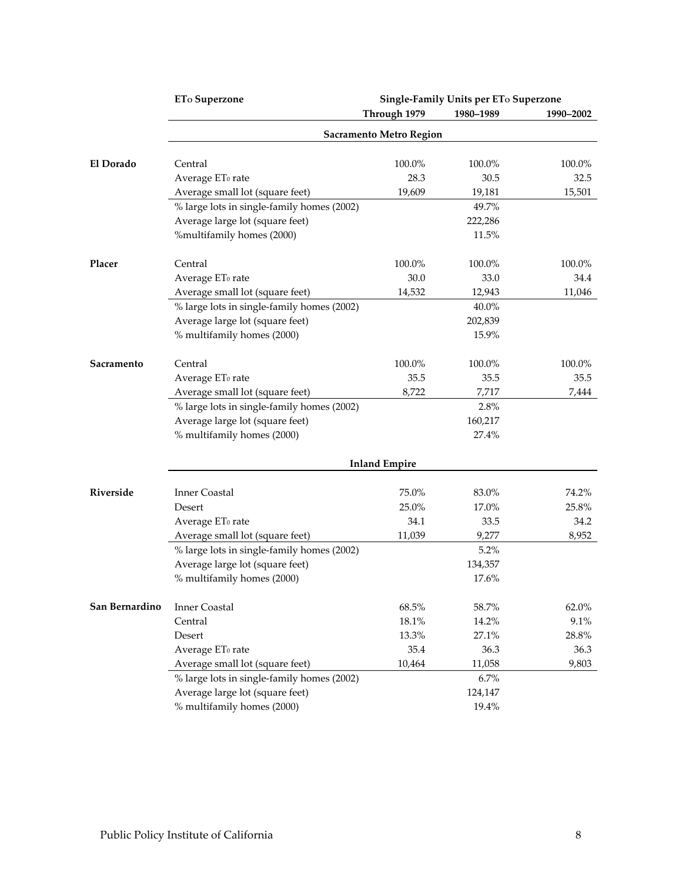| | ET₀ Superzone | Single-Family Units per ET₀ Superzone | | |
|---|---|---|---|---|
| | | Through 1979 | 1980–1989 | 1990–2002 |
| | **Sacramento Metro Region** | | | |
| **El Dorado** | Central | 100.0% | 100.0% | 100.0% |
| | Average $ET_0$ rate | 28.3 | 30.5 | 32.5 |
| | Average small lot (square feet) | 19,609 | 19,181 | 15,501 |
| | % large lots in single-family homes (2002) | | 49.7% | |
| | Average large lot (square feet) | | 222,286 | |
| | %multifamily homes (2000) | | 11.5% | |
| **Placer** | Central | 100.0% | 100.0% | 100.0% |
| | Average $ET_0$ rate | 30.0 | 33.0 | 34.4 |
| | Average small lot (square feet) | 14,532 | 12,943 | 11,046 |
| | % large lots in single-family homes (2002) | | 40.0% | |
| | Average large lot (square feet) | | 202,839 | |
| | % multifamily homes (2000) | | 15.9% | |
| **Sacramento** | Central | 100.0% | 100.0% | 100.0% |
| | Average $ET_0$ rate | 35.5 | 35.5 | 35.5 |
| | Average small lot (square feet) | 8,722 | 7,717 | 7,444 |
| | % large lots in single-family homes (2002) | | 2.8% | |
| | Average large lot (square feet) | | 160,217 | |
| | % multifamily homes (2000) | | 27.4% | |
| | **Inland Empire** | | | |
| **Riverside** | Inner Coastal | 75.0% | 83.0% | 74.2% |
| | Desert | 25.0% | 17.0% | 25.8% |
| | Average $ET_0$ rate | 34.1 | 33.5 | 34.2 |
| | Average small lot (square feet) | 11,039 | 9,277 | 8,952 |
| | % large lots in single-family homes (2002) | | 5.2% | |
| | Average large lot (square feet) | | 134,357 | |
| | % multifamily homes (2000) | | 17.6% | |
| **San Bernardino** | Inner Coastal | 68.5% | 58.7% | 62.0% |
| | Central | 18.1% | 14.2% | 9.1% |
| | Desert | 13.3% | 27.1% | 28.8% |
| | Average $ET_0$ rate | 35.4 | 36.3 | 36.3 |
| | Average small lot (square feet) | 10,464 | 11,058 | 9,803 |
| | % large lots in single-family homes (2002) | | 6.7% | |
| | Average large lot (square feet) | | 124,147 | |
| | % multifamily homes (2000) | | 19.4% | |